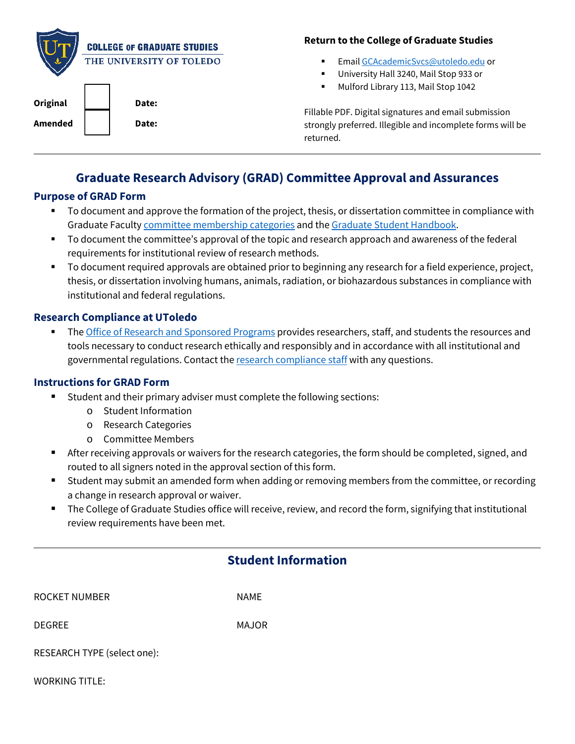COLLEGE OF GRADUATE STUDIES
THE UNIVERSITY OF TOLEDO

**Original** ☐ **Date:**

**Amended** ☐ **Date:**

**Return to the College of Graduate Studies**

- Email GCAcademicSvcs@utoledo.edu or
- University Hall 3240, Mail Stop 933 or
- Mulford Library 113, Mail Stop 1042

Fillable PDF. Digital signatures and email submission strongly preferred. Illegible and incomplete forms will be returned.

# Graduate Research Advisory (GRAD) Committee Approval and Assurances

## Purpose of GRAD Form

- To document and approve the formation of the project, thesis, or dissertation committee in compliance with Graduate Faculty committee membership categories and the Graduate Student Handbook.
- To document the committee's approval of the topic and research approach and awareness of the federal requirements for institutional review of research methods.
- To document required approvals are obtained prior to beginning any research for a field experience, project, thesis, or dissertation involving humans, animals, radiation, or biohazardous substances in compliance with institutional and federal regulations.

## Research Compliance at UToledo

- The Office of Research and Sponsored Programs provides researchers, staff, and students the resources and tools necessary to conduct research ethically and responsibly and in accordance with all institutional and governmental regulations. Contact the research compliance staff with any questions.

## Instructions for GRAD Form

- Student and their primary adviser must complete the following sections:
  - Student Information
  - Research Categories
  - Committee Members
- After receiving approvals or waivers for the research categories, the form should be completed, signed, and routed to all signers noted in the approval section of this form.
- Student may submit an amended form when adding or removing members from the committee, or recording a change in research approval or waiver.
- The College of Graduate Studies office will receive, review, and record the form, signifying that institutional review requirements have been met.

## Student Information

ROCKET NUMBER NAME

DEGREE MAJOR

RESEARCH TYPE (select one):

WORKING TITLE: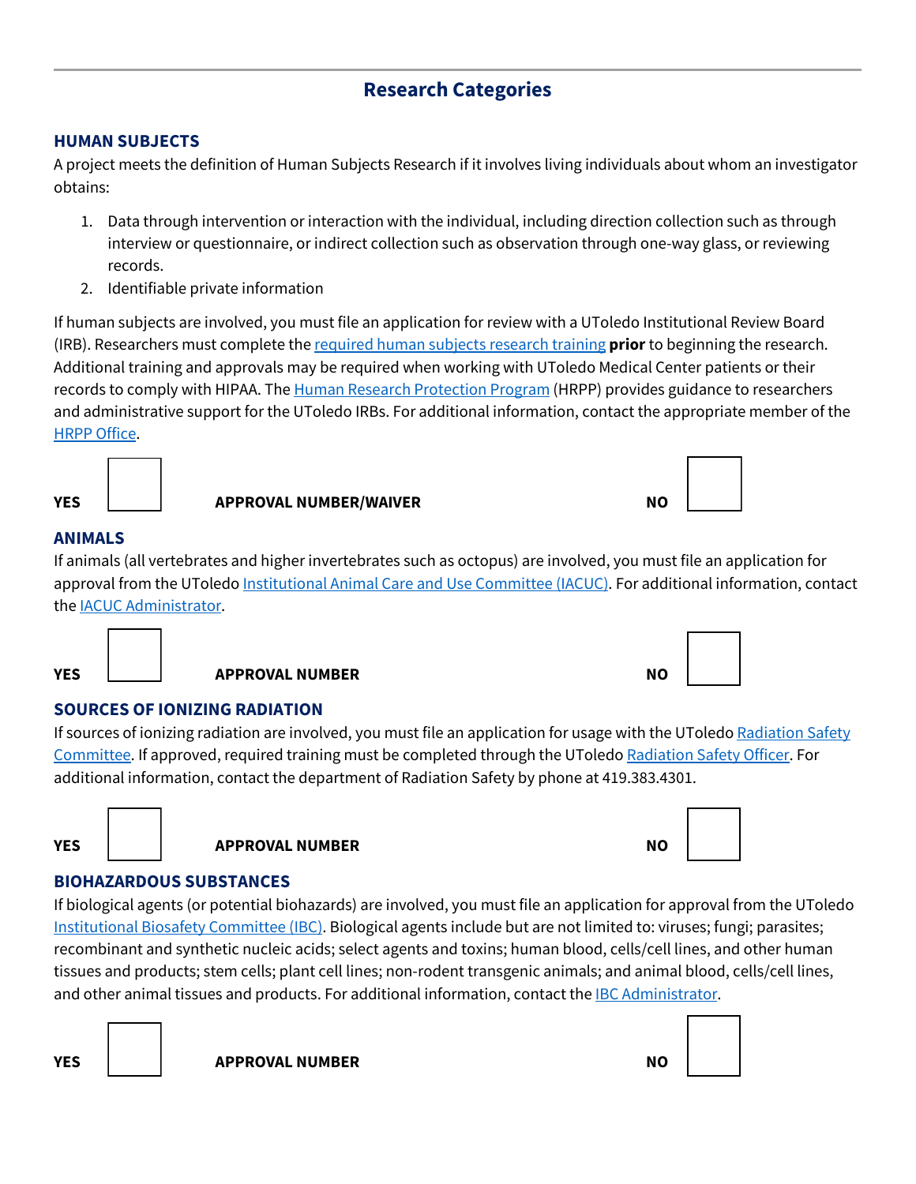## Research Categories

### HUMAN SUBJECTS

A project meets the definition of Human Subjects Research if it involves living individuals about whom an investigator obtains:

1. Data through intervention or interaction with the individual, including direction collection such as through interview or questionnaire, or indirect collection such as observation through one-way glass, or reviewing records.
2. Identifiable private information

If human subjects are involved, you must file an application for review with a UToledo Institutional Review Board (IRB). Researchers must complete the required human subjects research training **prior** to beginning the research. Additional training and approvals may be required when working with UToledo Medical Center patients or their records to comply with HIPAA. The Human Research Protection Program (HRPP) provides guidance to researchers and administrative support for the UToledo IRBs. For additional information, contact the appropriate member of the HRPP Office.

**YES** ☐ **APPROVAL NUMBER/WAIVER** **NO** ☐

### ANIMALS

If animals (all vertebrates and higher invertebrates such as octopus) are involved, you must file an application for approval from the UToledo Institutional Animal Care and Use Committee (IACUC). For additional information, contact the IACUC Administrator.

**YES** ☐ **APPROVAL NUMBER** **NO** ☐

### SOURCES OF IONIZING RADIATION

If sources of ionizing radiation are involved, you must file an application for usage with the UToledo Radiation Safety Committee. If approved, required training must be completed through the UToledo Radiation Safety Officer. For additional information, contact the department of Radiation Safety by phone at 419.383.4301.

**YES** ☐ **APPROVAL NUMBER** **NO** ☐

### BIOHAZARDOUS SUBSTANCES

If biological agents (or potential biohazards) are involved, you must file an application for approval from the UToledo Institutional Biosafety Committee (IBC). Biological agents include but are not limited to: viruses; fungi; parasites; recombinant and synthetic nucleic acids; select agents and toxins; human blood, cells/cell lines, and other human tissues and products; stem cells; plant cell lines; non-rodent transgenic animals; and animal blood, cells/cell lines, and other animal tissues and products. For additional information, contact the IBC Administrator.

**YES** ☐ **APPROVAL NUMBER** **NO** ☐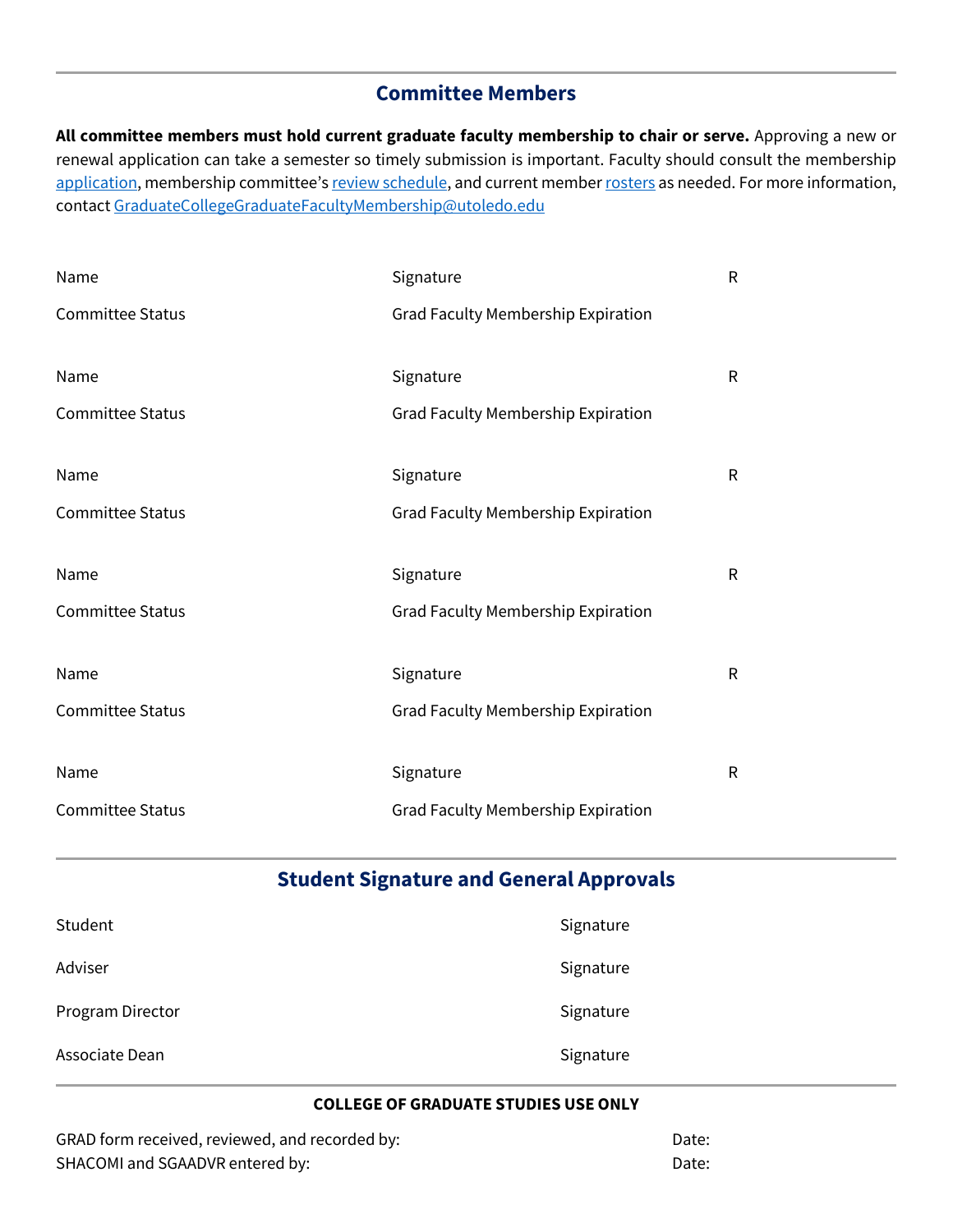## Committee Members

**All committee members must hold current graduate faculty membership to chair or serve.** Approving a new or renewal application can take a semester so timely submission is important. Faculty should consult the membership application, membership committee's review schedule, and current member rosters as needed. For more information, contact GraduateCollegeGraduateFacultyMembership@utoledo.edu

Name Signature R
Committee Status Grad Faculty Membership Expiration

Name Signature R
Committee Status Grad Faculty Membership Expiration

Name Signature R
Committee Status Grad Faculty Membership Expiration

Name Signature R
Committee Status Grad Faculty Membership Expiration

Name Signature R
Committee Status Grad Faculty Membership Expiration

Name Signature R
Committee Status Grad Faculty Membership Expiration

## Student Signature and General Approvals

Student Signature

Adviser Signature

Program Director Signature

Associate Dean Signature

**COLLEGE OF GRADUATE STUDIES USE ONLY**

GRAD form received, reviewed, and recorded by: Date:

SHACOMI and SGAADVR entered by: Date: